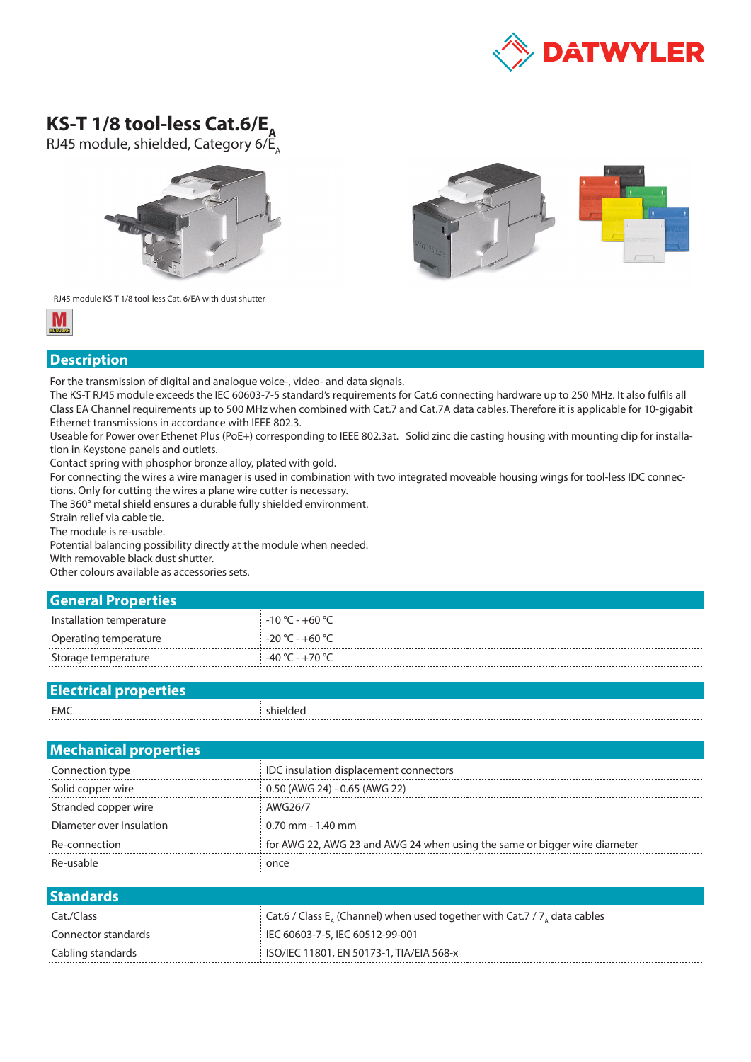# KS-T 1/8 tool-less Cat.6/$E_A$

RJ45 module, shielded, Category 6/$E_A$

RJ45 module KS-T 1/8 tool-less Cat. 6/EA with dust shutter

## Description

For the transmission of digital and analogue voice-, video- and data signals.
The KS-T RJ45 module exceeds the IEC 60603-7-5 standard's requirements for Cat.6 connecting hardware up to 250 MHz. It also fulfils all Class EA Channel requirements up to 500 MHz when combined with Cat.7 and Cat.7A data cables. Therefore it is applicable for 10-gigabit Ethernet transmissions in accordance with IEEE 802.3.
Useable for Power over Ethenet Plus (PoE+) corresponding to IEEE 802.3at. Solid zinc die casting housing with mounting clip for installation in Keystone panels and outlets.
Contact spring with phosphor bronze alloy, plated with gold.
For connecting the wires a wire manager is used in combination with two integrated moveable housing wings for tool-less IDC connections. Only for cutting the wires a plane wire cutter is necessary.
The 360° metal shield ensures a durable fully shielded environment.
Strain relief via cable tie.
The module is re-usable.
Potential balancing possibility directly at the module when needed.
With removable black dust shutter.
Other colours available as accessories sets.

## General Properties

| | |
|---|---|
| Installation temperature | -10 °C - +60 °C |
| Operating temperature | -20 °C - +60 °C |
| Storage temperature | -40 °C - +70 °C |

## Electrical properties

| | |
|---|---|
| EMC | shielded |

## Mechanical properties

| | |
|---|---|
| Connection type | IDC insulation displacement connectors |
| Solid copper wire | 0.50 (AWG 24) - 0.65 (AWG 22) |
| Stranded copper wire | AWG26/7 |
| Diameter over Insulation | 0.70 mm - 1.40 mm |
| Re-connection | for AWG 22, AWG 23 and AWG 24 when using the same or bigger wire diameter |
| Re-usable | once |

## Standards

| | |
|---|---|
| Cat./Class | Cat.6 / Class $E_A$ (Channel) when used together with Cat.7 / $7_A$ data cables |
| Connector standards | IEC 60603-7-5, IEC 60512-99-001 |
| Cabling standards | ISO/IEC 11801, EN 50173-1, TIA/EIA 568-x |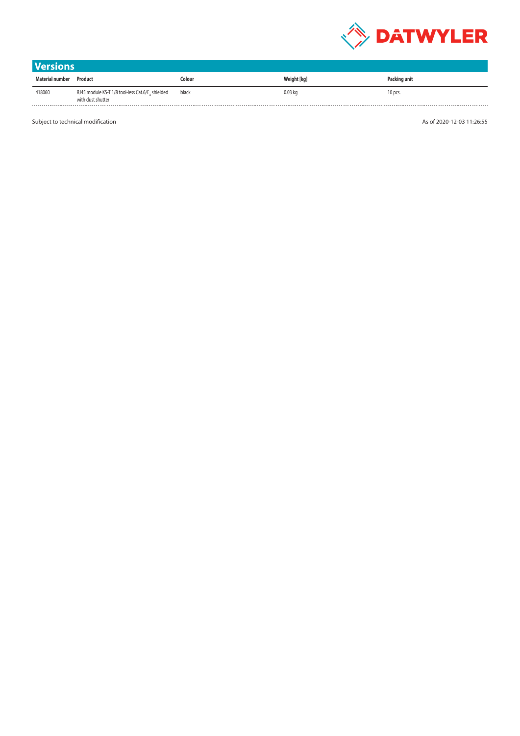## Versions

| Material number | Product | Colour | Weight [kg] | Packing unit |
|---|---|---|---|---|
| 418060 | RJ45 module KS-T 1/8 tool-less Cat.6/$E_A$ shielded with dust shutter | black | 0.03 kg | 10 pcs. |

Subject to technical modification

As of 2020-12-03 11:26:55